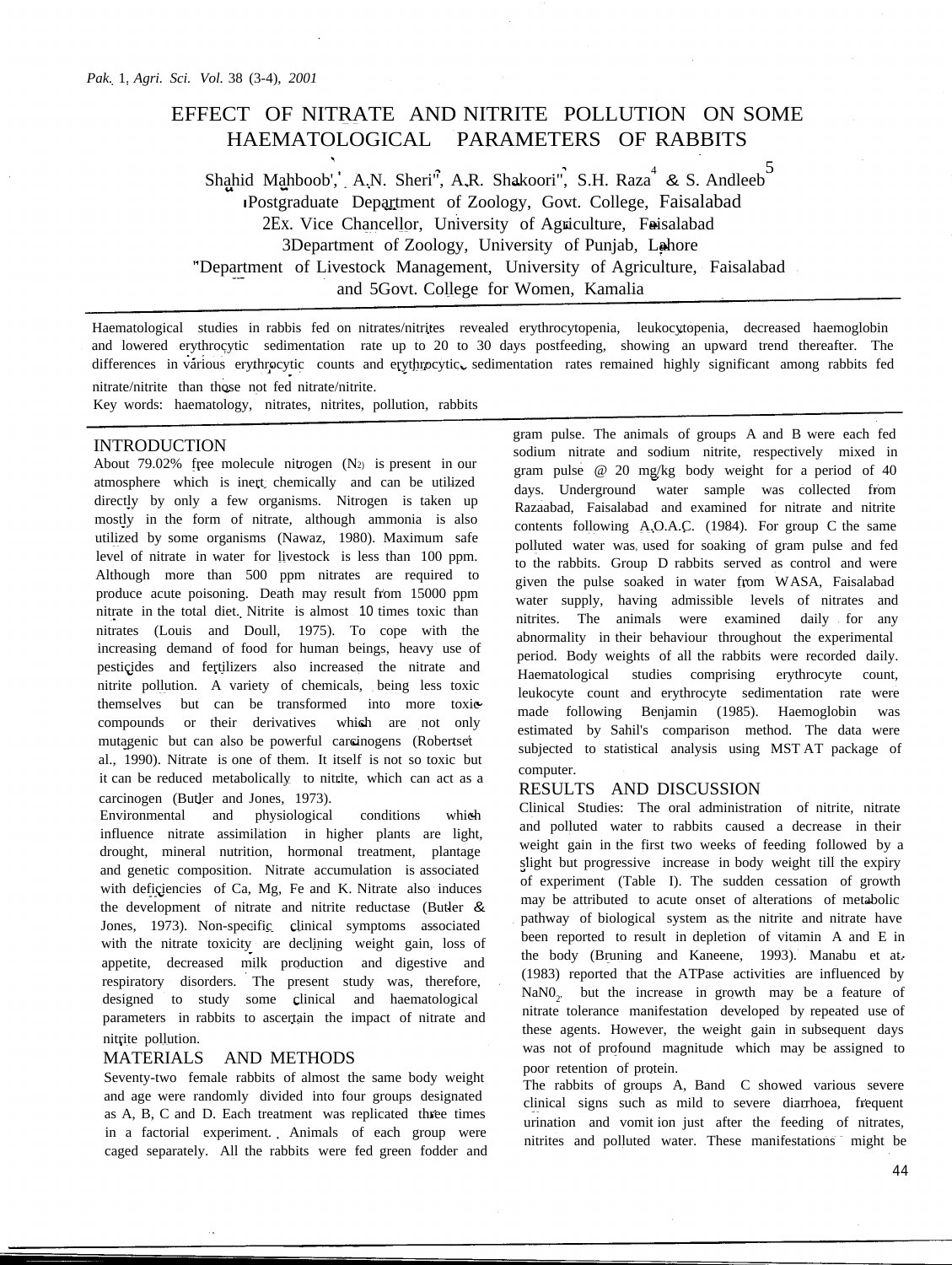# EFFECT OF NITRATE AND NITRITE POLLUTION ON SOME HAEMATOLOGICAL PARAMETERS OF RABBITS

Shahid Mahboob[1], A.N. Sheri[2], A.R. Shakoori[3], S.H. Raza[4] & S. Andleeb[5]

[1]Postgraduate Department of Zoology, Govt. College, Faisalabad
[2]Ex. Vice Chancellor, University of Agriculture, Faisalabad
[3]Department of Zoology, University of Punjab, Lahore
[4]Department of Livestock Management, University of Agriculture, Faisalabad
and [5]Govt. College for Women, Kamalia

Haematological studies in rabbis fed on nitrates/nitrites revealed erythrocytopenia, leukocytopenia, decreased haemoglobin and lowered erythrocytic sedimentation rate up to 20 to 30 days postfeeding, showing an upward trend thereafter. The differences in various erythrocytic counts and erythrocytic sedimentation rates remained highly significant among rabbits fed nitrate/nitrite than those not fed nitrate/nitrite.

Key words: haematology, nitrates, nitrites, pollution, rabbits

## INTRODUCTION

About 79.02% free molecule nitrogen ($N_2$) is present in our atmosphere which is inert chemically and can be utilized directly by only a few organisms. Nitrogen is taken up mostly in the form of nitrate, although ammonia is also utilized by some organisms (Nawaz, 1980). Maximum safe level of nitrate in water for livestock is less than 100 ppm. Although more than 500 ppm nitrates are required to produce acute poisoning. Death may result from 15000 ppm nitrate in the total diet. Nitrite is almost 10 times toxic than nitrates (Louis and Doull, 1975). To cope with the increasing demand of food for human beings, heavy use of pesticides and fertilizers also increased the nitrate and nitrite pollution. A variety of chemicals, being less toxic themselves but can be transformed into more toxic compounds or their derivatives which are not only mutagenic but can also be powerful carcinogens (Robertset al., 1990). Nitrate is one of them. It itself is not so toxic but it can be reduced metabolically to nitrite, which can act as a carcinogen (Butler and Jones, 1973).

Environmental and physiological conditions which influence nitrate assimilation in higher plants are light, drought, mineral nutrition, hormonal treatment, plantage and genetic composition. Nitrate accumulation is associated with deficiencies of Ca, Mg, Fe and K. Nitrate also induces the development of nitrate and nitrite reductase (Butler & Jones, 1973). Non-specific clinical symptoms associated with the nitrate toxicity are declining weight gain, loss of appetite, decreased milk production and digestive and respiratory disorders. The present study was, therefore, designed to study some clinical and haematological parameters in rabbits to ascertain the impact of nitrate and nitrite pollution.

## MATERIALS AND METHODS

Seventy-two female rabbits of almost the same body weight and age were randomly divided into four groups designated as A, B, C and D. Each treatment was replicated three times in a factorial experiment. Animals of each group were caged separately. All the rabbits were fed green fodder and gram pulse. The animals of groups A and B were each fed sodium nitrate and sodium nitrite, respectively mixed in gram pulse @ 20 mg/kg body weight for a period of 40 days. Underground water sample was collected from Razaabad, Faisalabad and examined for nitrate and nitrite contents following A.O.A.C. (1984). For group C the same polluted water was used for soaking of gram pulse and fed to the rabbits. Group D rabbits served as control and were given the pulse soaked in water from WASA, Faisalabad water supply, having admissible levels of nitrates and nitrites. The animals were examined daily for any abnormality in their behaviour throughout the experimental period. Body weights of all the rabbits were recorded daily. Haematological studies comprising erythrocyte count, leukocyte count and erythrocyte sedimentation rate were made following Benjamin (1985). Haemoglobin was estimated by Sahil's comparison method. The data were subjected to statistical analysis using MST AT package of computer.

## RESULTS AND DISCUSSION

Clinical Studies: The oral administration of nitrite, nitrate and polluted water to rabbits caused a decrease in their weight gain in the first two weeks of feeding followed by a slight but progressive increase in body weight till the expiry of experiment (Table I). The sudden cessation of growth may be attributed to acute onset of alterations of metabolic pathway of biological system as the nitrite and nitrate have been reported to result in depletion of vitamin A and E in the body (Bruning and Kaneene, 1993). Manabu et at. (1983) reported that the ATPase activities are influenced by $NaNO_2$, but the increase in growth may be a feature of nitrate tolerance manifestation developed by repeated use of these agents. However, the weight gain in subsequent days was not of profound magnitude which may be assigned to poor retention of protein.

The rabbits of groups A, Band C showed various severe clinical signs such as mild to severe diarrhoea, frequent urination and vomit ion just after the feeding of nitrates, nitrites and polluted water. These manifestations might be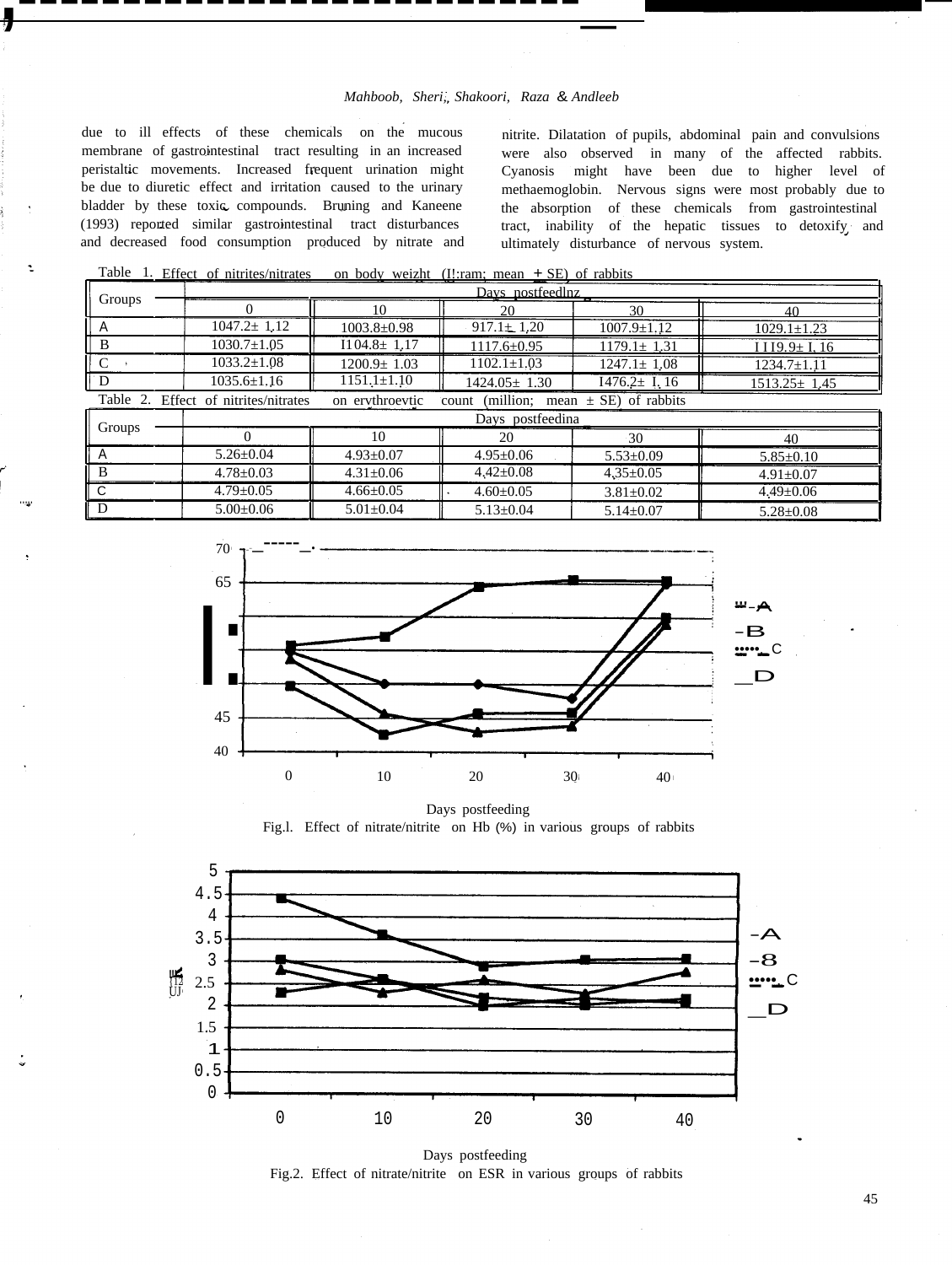due to ill effects of these chemicals on the mucous membrane of gastrointestinal tract resulting in an increased peristaltic movements. Increased frequent urination might be due to diuretic effect and irritation caused to the urinary bladder by these toxic compounds. Bruning and Kaneene (1993) reported similar gastrointestinal tract disturbances and decreased food consumption produced by nitrate and nitrite. Dilatation of pupils, abdominal pain and convulsions were also observed in many of the affected rabbits. Cyanosis might have been due to higher level of methaemoglobin. Nervous signs were most probably due to the absorption of these chemicals from gastrointestinal tract, inability of the hepatic tissues to detoxify and ultimately disturbance of nervous system.

Table 1. Effect of nitrites/nitrates on body weight (gram; mean ± SE) of rabbits

| Groups | Days postfeeding | | | | |
|---|---|---|---|---|---|
| | 0 | 10 | 20 | 30 | 40 |
| A | 1047.2± 1.12 | 1003.8±0.98 | 917.1± 1.20 | 1007.9±1.12 | 1029.1±1.23 |
| B | 1030.7±1.05 | 1104.8± 1.17 | 1117.6±0.95 | 1179.1± 1.31 | 1119.9± 1.16 |
| C | 1033.2±1.08 | 1200.9± 1.03 | 1102.1±1.03 | 1247.1± 1.08 | 1234.7±1.11 |
| D | 1035.6±1.16 | 1151.1±1.10 | 1424.05± 1.30 | 1476.2± 1.16 | 1513.25± 1.45 |

Table 2. Effect of nitrites/nitrates on erythrocytic count (million; mean ± SE) of rabbits

| Groups | Days postfeeding | | | | |
|---|---|---|---|---|---|
| | 0 | 10 | 20 | 30 | 40 |
| A | 5.26±0.04 | 4.93±0.07 | 4.95±0.06 | 5.53±0.09 | 5.85±0.10 |
| B | 4.78±0.03 | 4.31±0.06 | 4.42±0.08 | 4.35±0.05 | 4.91±0.07 |
| C | 4.79±0.05 | 4.66±0.05 | 4.60±0.05 | 3.81±0.02 | 4.49±0.06 |
| D | 5.00±0.06 | 5.01±0.04 | 5.13±0.04 | 5.14±0.07 | 5.28±0.08 |

Fig.1. Effect of nitrate/nitrite on Hb (%) in various groups of rabbits

Fig.2. Effect of nitrate/nitrite on ESR in various groups of rabbits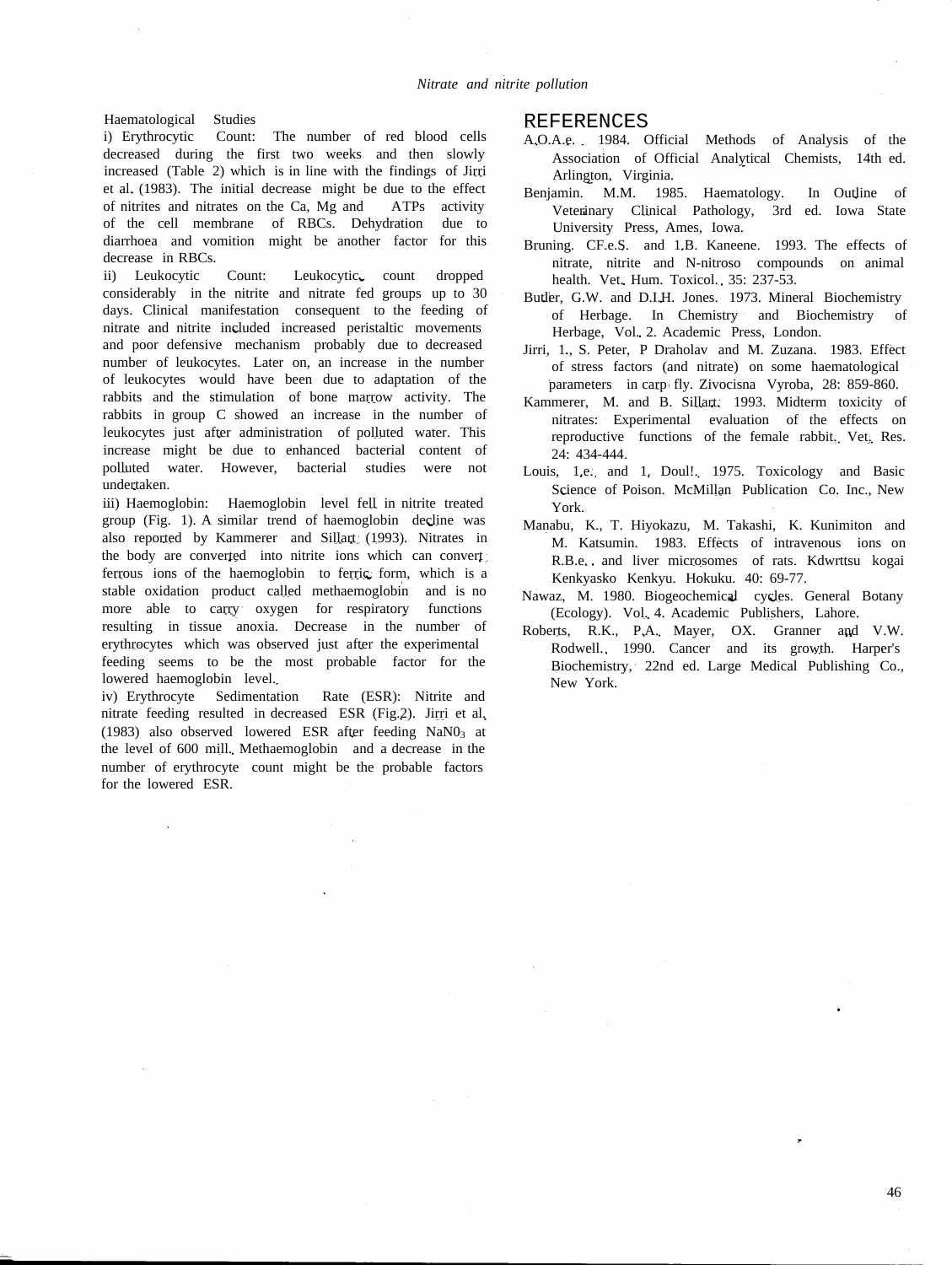Haematological Studies

i) Erythrocytic Count: The number of red blood cells decreased during the first two weeks and then slowly increased (Table 2) which is in line with the findings of Jirri et al. (1983). The initial decrease might be due to the effect of nitrites and nitrates on the Ca, Mg and ATPs activity of the cell membrane of RBCs. Dehydration due to diarrhoea and vomition might be another factor for this decrease in RBCs.

ii) Leukocytic Count: Leukocytic count dropped considerably in the nitrite and nitrate fed groups up to 30 days. Clinical manifestation consequent to the feeding of nitrate and nitrite included increased peristaltic movements and poor defensive mechanism probably due to decreased number of leukocytes. Later on, an increase in the number of leukocytes would have been due to adaptation of the rabbits and the stimulation of bone marrow activity. The rabbits in group C showed an increase in the number of leukocytes just after administration of polluted water. This increase might be due to enhanced bacterial content of polluted water. However, bacterial studies were not undertaken.

iii) Haemoglobin: Haemoglobin level fell in nitrite treated group (Fig. 1). A similar trend of haemoglobin decline was also reported by Kammerer and Sillart (1993). Nitrates in the body are converted into nitrite ions which can convert ferrous ions of the haemoglobin to ferric form, which is a stable oxidation product called methaemoglobin and is no more able to carry oxygen for respiratory functions resulting in tissue anoxia. Decrease in the number of erythrocytes which was observed just after the experimental feeding seems to be the most probable factor for the lowered haemoglobin level.

iv) Erythrocyte Sedimentation Rate (ESR): Nitrite and nitrate feeding resulted in decreased ESR (Fig. 2). Jirri et al. (1983) also observed lowered ESR after feeding $NaNO_3$ at the level of 600 mill. Methaemoglobin and a decrease in the number of erythrocyte count might be the probable factors for the lowered ESR.

## REFERENCES

A.O.A.C. 1984. Official Methods of Analysis of the Association of Official Analytical Chemists, 14th ed. Arlington, Virginia.

Benjamin. M.M. 1985. Haematology. In Outline of Veterinary Clinical Pathology, 3rd ed. Iowa State University Press, Ames, Iowa.

Bruning. CF.e.S. and 1.B. Kaneene. 1993. The effects of nitrate, nitrite and N-nitroso compounds on animal health. Vet. Hum. Toxicol. 35: 237-53.

Butler, G.W. and D.I.H. Jones. 1973. Mineral Biochemistry of Herbage. In Chemistry and Biochemistry of Herbage, Vol. 2. Academic Press, London.

Jirri, 1., S. Peter, P Draholav and M. Zuzana. 1983. Effect of stress factors (and nitrate) on some haematological parameters in carp fly. Zivocisna Vyroba, 28: 859-860.

Kammerer, M. and B. Sillart. 1993. Midterm toxicity of nitrates: Experimental evaluation of the effects on reproductive functions of the female rabbit. Vet. Res. 24: 434-444.

Louis, 1,e. and 1, Doul!. 1975. Toxicology and Basic Science of Poison. McMillan Publication Co. Inc., New York.

Manabu, K., T. Hiyokazu, M. Takashi, K. Kunimiton and M. Katsumin. 1983. Effects of intravenous ions on R.B.e. and liver microsomes of rats. Kdwrttsu kogai Kenkyasko Kenkyu. Hokuku. 40: 69-77.

Nawaz, M. 1980. Biogeochemical cycles. General Botany (Ecology). Vol. 4. Academic Publishers, Lahore.

Roberts, R.K., P.A. Mayer, OX. Granner and V.W. Rodwell. 1990. Cancer and its growth. Harper's Biochemistry, 22nd ed. Large Medical Publishing Co., New York.